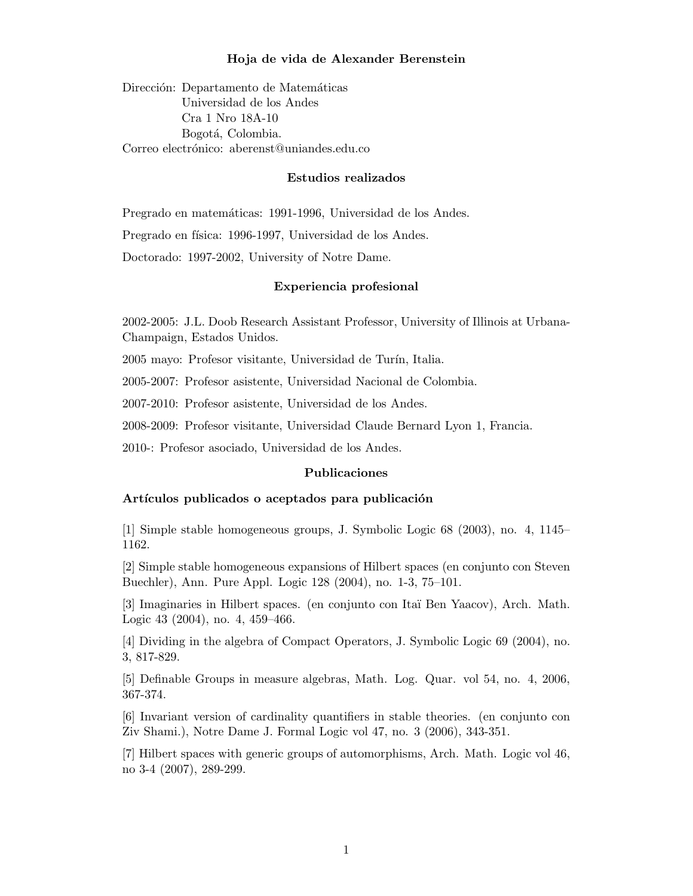# Hoja de vida de Alexander Berenstein

Dirección: Departamento de Matemáticas
Universidad de los Andes
Cra 1 Nro 18A-10
Bogotá, Colombia.
Correo electrónico: aberenst@uniandes.edu.co

## Estudios realizados

Pregrado en matemáticas: 1991-1996, Universidad de los Andes.

Pregrado en física: 1996-1997, Universidad de los Andes.

Doctorado: 1997-2002, University of Notre Dame.

## Experiencia profesional

2002-2005: J.L. Doob Research Assistant Professor, University of Illinois at Urbana-Champaign, Estados Unidos.

2005 mayo: Profesor visitante, Universidad de Turín, Italia.

2005-2007: Profesor asistente, Universidad Nacional de Colombia.

2007-2010: Profesor asistente, Universidad de los Andes.

2008-2009: Profesor visitante, Universidad Claude Bernard Lyon 1, Francia.

2010-: Profesor asociado, Universidad de los Andes.

## Publicaciones

### Artículos publicados o aceptados para publicación

[1] Simple stable homogeneous groups, J. Symbolic Logic 68 (2003), no. 4, 1145–1162.

[2] Simple stable homogeneous expansions of Hilbert spaces (en conjunto con Steven Buechler), Ann. Pure Appl. Logic 128 (2004), no. 1-3, 75–101.

[3] Imaginaries in Hilbert spaces. (en conjunto con Itaï Ben Yaacov), Arch. Math. Logic 43 (2004), no. 4, 459–466.

[4] Dividing in the algebra of Compact Operators, J. Symbolic Logic 69 (2004), no. 3, 817-829.

[5] Definable Groups in measure algebras, Math. Log. Quar. vol 54, no. 4, 2006, 367-374.

[6] Invariant version of cardinality quantifiers in stable theories. (en conjunto con Ziv Shami.), Notre Dame J. Formal Logic vol 47, no. 3 (2006), 343-351.

[7] Hilbert spaces with generic groups of automorphisms, Arch. Math. Logic vol 46, no 3-4 (2007), 289-299.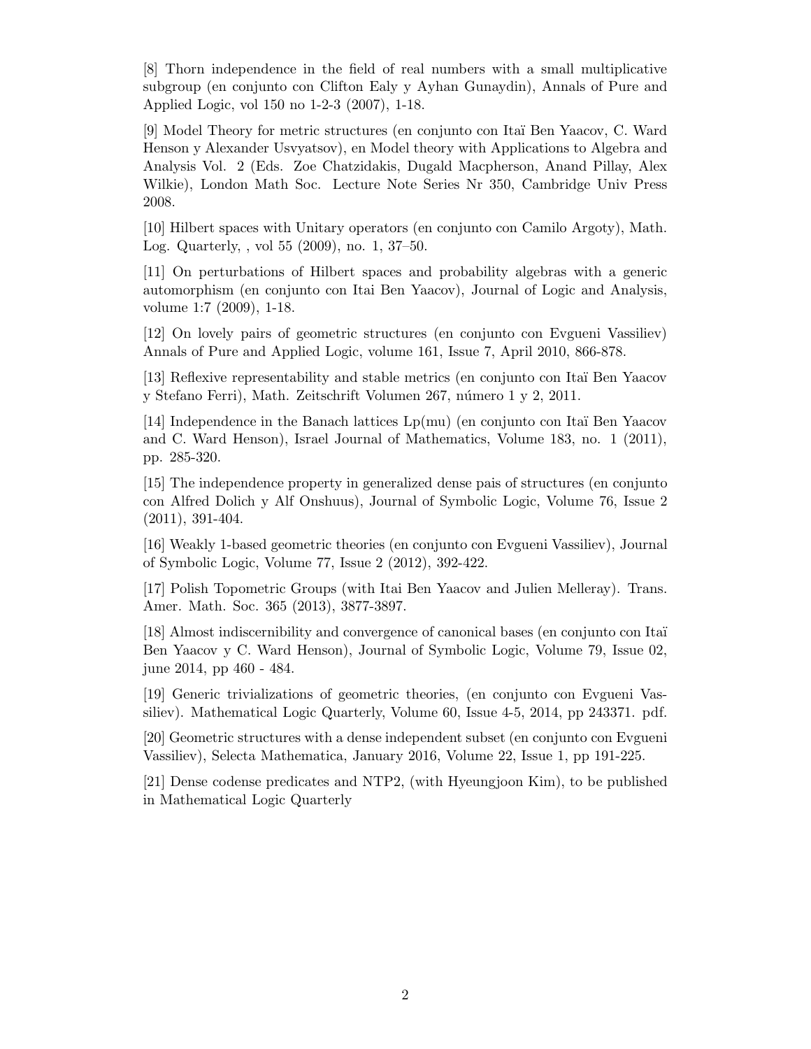[8] Thorn independence in the field of real numbers with a small multiplicative subgroup (en conjunto con Clifton Ealy y Ayhan Gunaydin), Annals of Pure and Applied Logic, vol 150 no 1-2-3 (2007), 1-18.

[9] Model Theory for metric structures (en conjunto con Itaï Ben Yaacov, C. Ward Henson y Alexander Usvyatsov), en Model theory with Applications to Algebra and Analysis Vol. 2 (Eds. Zoe Chatzidakis, Dugald Macpherson, Anand Pillay, Alex Wilkie), London Math Soc. Lecture Note Series Nr 350, Cambridge Univ Press 2008.

[10] Hilbert spaces with Unitary operators (en conjunto con Camilo Argoty), Math. Log. Quarterly, , vol 55 (2009), no. 1, 37–50.

[11] On perturbations of Hilbert spaces and probability algebras with a generic automorphism (en conjunto con Itai Ben Yaacov), Journal of Logic and Analysis, volume 1:7 (2009), 1-18.

[12] On lovely pairs of geometric structures (en conjunto con Evgueni Vassiliev) Annals of Pure and Applied Logic, volume 161, Issue 7, April 2010, 866-878.

[13] Reflexive representability and stable metrics (en conjunto con Itaï Ben Yaacov y Stefano Ferri), Math. Zeitschrift Volumen 267, número 1 y 2, 2011.

[14] Independence in the Banach lattices Lp(mu) (en conjunto con Itaï Ben Yaacov and C. Ward Henson), Israel Journal of Mathematics, Volume 183, no. 1 (2011), pp. 285-320.

[15] The independence property in generalized dense pais of structures (en conjunto con Alfred Dolich y Alf Onshuus), Journal of Symbolic Logic, Volume 76, Issue 2 (2011), 391-404.

[16] Weakly 1-based geometric theories (en conjunto con Evgueni Vassiliev), Journal of Symbolic Logic, Volume 77, Issue 2 (2012), 392-422.

[17] Polish Topometric Groups (with Itai Ben Yaacov and Julien Melleray). Trans. Amer. Math. Soc. 365 (2013), 3877-3897.

[18] Almost indiscernibility and convergence of canonical bases (en conjunto con Itaï Ben Yaacov y C. Ward Henson), Journal of Symbolic Logic, Volume 79, Issue 02, june 2014, pp 460 - 484.

[19] Generic trivializations of geometric theories, (en conjunto con Evgueni Vassiliev). Mathematical Logic Quarterly, Volume 60, Issue 4-5, 2014, pp 243371. pdf.

[20] Geometric structures with a dense independent subset (en conjunto con Evgueni Vassiliev), Selecta Mathematica, January 2016, Volume 22, Issue 1, pp 191-225.

[21] Dense codense predicates and NTP2, (with Hyeungjoon Kim), to be published in Mathematical Logic Quarterly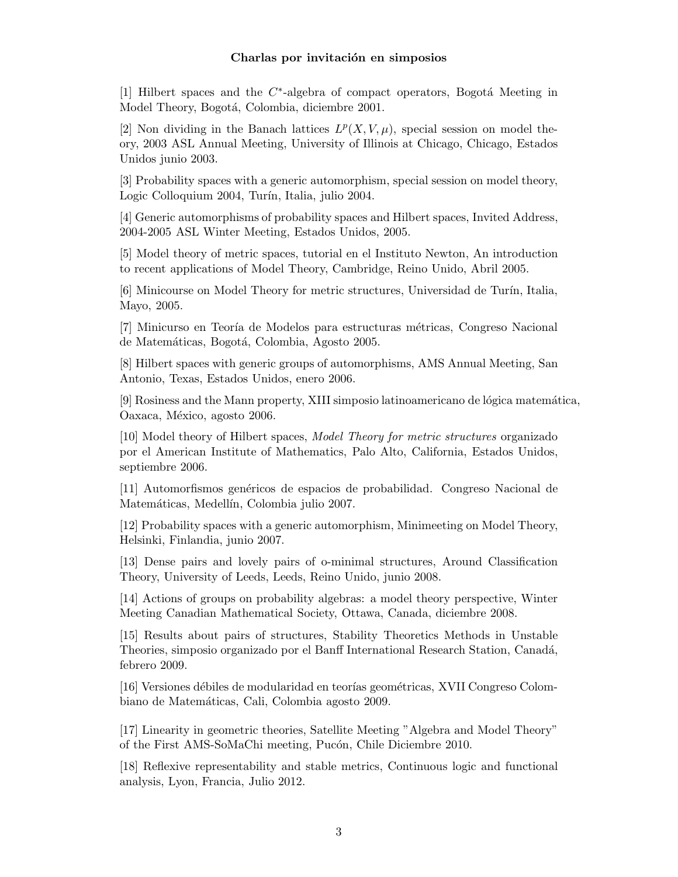## Charlas por invitación en simposios

[1] Hilbert spaces and the $C^*$-algebra of compact operators, Bogotá Meeting in Model Theory, Bogotá, Colombia, diciembre 2001.

[2] Non dividing in the Banach lattices $L^p(X, V, \mu)$, special session on model theory, 2003 ASL Annual Meeting, University of Illinois at Chicago, Chicago, Estados Unidos junio 2003.

[3] Probability spaces with a generic automorphism, special session on model theory, Logic Colloquium 2004, Turín, Italia, julio 2004.

[4] Generic automorphisms of probability spaces and Hilbert spaces, Invited Address, 2004-2005 ASL Winter Meeting, Estados Unidos, 2005.

[5] Model theory of metric spaces, tutorial en el Instituto Newton, An introduction to recent applications of Model Theory, Cambridge, Reino Unido, Abril 2005.

[6] Minicourse on Model Theory for metric structures, Universidad de Turín, Italia, Mayo, 2005.

[7] Minicurso en Teoría de Modelos para estructuras métricas, Congreso Nacional de Matemáticas, Bogotá, Colombia, Agosto 2005.

[8] Hilbert spaces with generic groups of automorphisms, AMS Annual Meeting, San Antonio, Texas, Estados Unidos, enero 2006.

[9] Rosiness and the Mann property, XIII simposio latinoamericano de lógica matemática, Oaxaca, México, agosto 2006.

[10] Model theory of Hilbert spaces, *Model Theory for metric structures* organizado por el American Institute of Mathematics, Palo Alto, California, Estados Unidos, septiembre 2006.

[11] Automorfismos genéricos de espacios de probabilidad. Congreso Nacional de Matemáticas, Medellín, Colombia julio 2007.

[12] Probability spaces with a generic automorphism, Minimeeting on Model Theory, Helsinki, Finlandia, junio 2007.

[13] Dense pairs and lovely pairs of o-minimal structures, Around Classification Theory, University of Leeds, Leeds, Reino Unido, junio 2008.

[14] Actions of groups on probability algebras: a model theory perspective, Winter Meeting Canadian Mathematical Society, Ottawa, Canada, diciembre 2008.

[15] Results about pairs of structures, Stability Theoretics Methods in Unstable Theories, simposio organizado por el Banff International Research Station, Canadá, febrero 2009.

[16] Versiones débiles de modularidad en teorías geométricas, XVII Congreso Colombiano de Matemáticas, Cali, Colombia agosto 2009.

[17] Linearity in geometric theories, Satellite Meeting "Algebra and Model Theory" of the First AMS-SoMaChi meeting, Pucón, Chile Diciembre 2010.

[18] Reflexive representability and stable metrics, Continuous logic and functional analysis, Lyon, Francia, Julio 2012.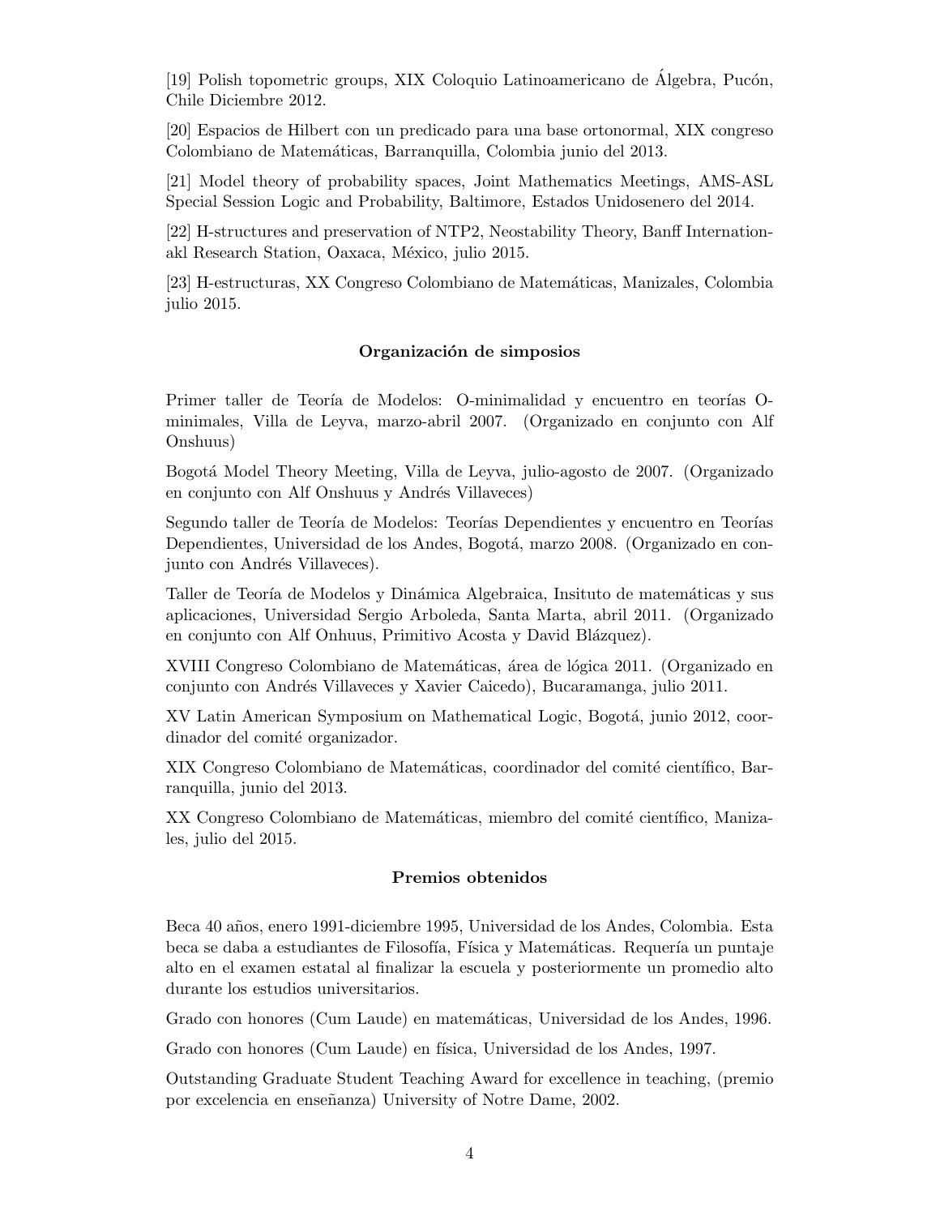[19] Polish topometric groups, XIX Coloquio Latinoamericano de Álgebra, Pucón, Chile Diciembre 2012.

[20] Espacios de Hilbert con un predicado para una base ortonormal, XIX congreso Colombiano de Matemáticas, Barranquilla, Colombia junio del 2013.

[21] Model theory of probability spaces, Joint Mathematics Meetings, AMS-ASL Special Session Logic and Probability, Baltimore, Estados Unidosenero del 2014.

[22] H-structures and preservation of NTP2, Neostability Theory, Banff Internationakl Research Station, Oaxaca, México, julio 2015.

[23] H-estructuras, XX Congreso Colombiano de Matemáticas, Manizales, Colombia julio 2015.

### Organización de simposios

Primer taller de Teoría de Modelos: O-minimalidad y encuentro en teorías O-minimales, Villa de Leyva, marzo-abril 2007. (Organizado en conjunto con Alf Onshuus)

Bogotá Model Theory Meeting, Villa de Leyva, julio-agosto de 2007. (Organizado en conjunto con Alf Onshuus y Andrés Villaveces)

Segundo taller de Teoría de Modelos: Teorías Dependientes y encuentro en Teorías Dependientes, Universidad de los Andes, Bogotá, marzo 2008. (Organizado en conjunto con Andrés Villaveces).

Taller de Teoría de Modelos y Dinámica Algebraica, Insituto de matemáticas y sus aplicaciones, Universidad Sergio Arboleda, Santa Marta, abril 2011. (Organizado en conjunto con Alf Onhuus, Primitivo Acosta y David Blázquez).

XVIII Congreso Colombiano de Matemáticas, área de lógica 2011. (Organizado en conjunto con Andrés Villaveces y Xavier Caicedo), Bucaramanga, julio 2011.

XV Latin American Symposium on Mathematical Logic, Bogotá, junio 2012, coordinador del comité organizador.

XIX Congreso Colombiano de Matemáticas, coordinador del comité científico, Barranquilla, junio del 2013.

XX Congreso Colombiano de Matemáticas, miembro del comité científico, Manizales, julio del 2015.

### Premios obtenidos

Beca 40 años, enero 1991-diciembre 1995, Universidad de los Andes, Colombia. Esta beca se daba a estudiantes de Filosofía, Física y Matemáticas. Requería un puntaje alto en el examen estatal al finalizar la escuela y posteriormente un promedio alto durante los estudios universitarios.

Grado con honores (Cum Laude) en matemáticas, Universidad de los Andes, 1996.

Grado con honores (Cum Laude) en física, Universidad de los Andes, 1997.

Outstanding Graduate Student Teaching Award for excellence in teaching, (premio por excelencia en enseñanza) University of Notre Dame, 2002.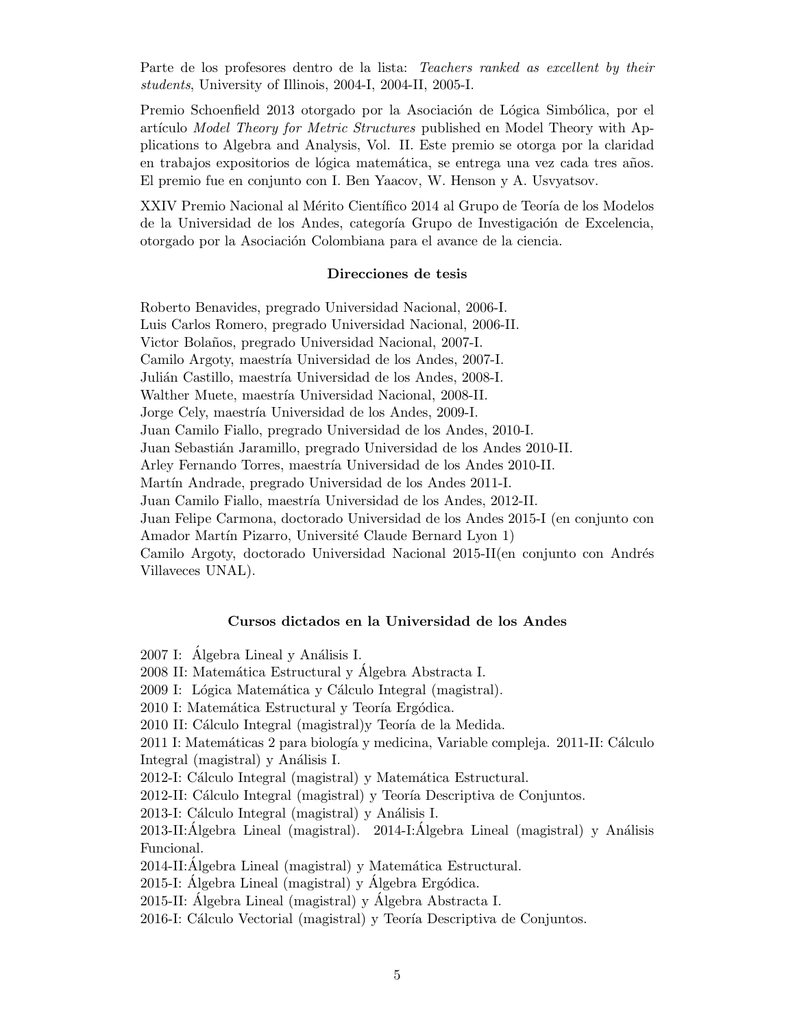Parte de los profesores dentro de la lista: *Teachers ranked as excellent by their students*, University of Illinois, 2004-I, 2004-II, 2005-I.

Premio Schoenfield 2013 otorgado por la Asociación de Lógica Simbólica, por el artículo *Model Theory for Metric Structures* published en Model Theory with Applications to Algebra and Analysis, Vol. II. Este premio se otorga por la claridad en trabajos expositorios de lógica matemática, se entrega una vez cada tres años. El premio fue en conjunto con I. Ben Yaacov, W. Henson y A. Usvyatsov.

XXIV Premio Nacional al Mérito Científico 2014 al Grupo de Teoría de los Modelos de la Universidad de los Andes, categoría Grupo de Investigación de Excelencia, otorgado por la Asociación Colombiana para el avance de la ciencia.

## Direcciones de tesis

Roberto Benavides, pregrado Universidad Nacional, 2006-I.
Luis Carlos Romero, pregrado Universidad Nacional, 2006-II.
Victor Bolaños, pregrado Universidad Nacional, 2007-I.
Camilo Argoty, maestría Universidad de los Andes, 2007-I.
Julián Castillo, maestría Universidad de los Andes, 2008-I.
Walther Muete, maestría Universidad Nacional, 2008-II.
Jorge Cely, maestría Universidad de los Andes, 2009-I.
Juan Camilo Fiallo, pregrado Universidad de los Andes, 2010-I.
Juan Sebastián Jaramillo, pregrado Universidad de los Andes 2010-II.
Arley Fernando Torres, maestría Universidad de los Andes 2010-II.
Martín Andrade, pregrado Universidad de los Andes 2011-I.
Juan Camilo Fiallo, maestría Universidad de los Andes, 2012-II.
Juan Felipe Carmona, doctorado Universidad de los Andes 2015-I (en conjunto con Amador Martín Pizarro, Université Claude Bernard Lyon 1)
Camilo Argoty, doctorado Universidad Nacional 2015-II(en conjunto con Andrés Villaveces UNAL).

## Cursos dictados en la Universidad de los Andes

2007 I: Álgebra Lineal y Análisis I.
2008 II: Matemática Estructural y Álgebra Abstracta I.
2009 I: Lógica Matemática y Cálculo Integral (magistral).
2010 I: Matemática Estructural y Teoría Ergódica.
2010 II: Cálculo Integral (magistral)y Teoría de la Medida.
2011 I: Matemáticas 2 para biología y medicina, Variable compleja. 2011-II: Cálculo Integral (magistral) y Análisis I.
2012-I: Cálculo Integral (magistral) y Matemática Estructural.
2012-II: Cálculo Integral (magistral) y Teoría Descriptiva de Conjuntos.
2013-I: Cálculo Integral (magistral) y Análisis I.
2013-II:Álgebra Lineal (magistral). 2014-I:Álgebra Lineal (magistral) y Análisis Funcional.
2014-II:Álgebra Lineal (magistral) y Matemática Estructural.
2015-I: Álgebra Lineal (magistral) y Álgebra Ergódica.
2015-II: Álgebra Lineal (magistral) y Álgebra Abstracta I.
2016-I: Cálculo Vectorial (magistral) y Teoría Descriptiva de Conjuntos.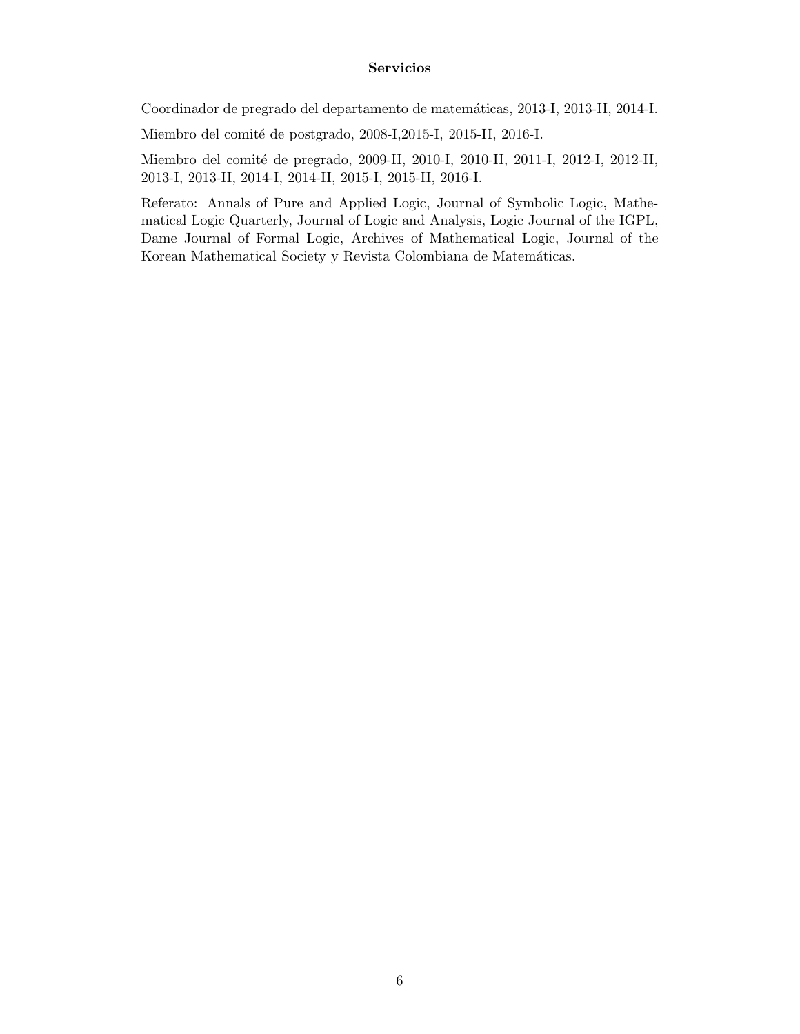### Servicios

Coordinador de pregrado del departamento de matemáticas, 2013-I, 2013-II, 2014-I.

Miembro del comité de postgrado, 2008-I,2015-I, 2015-II, 2016-I.

Miembro del comité de pregrado, 2009-II, 2010-I, 2010-II, 2011-I, 2012-I, 2012-II, 2013-I, 2013-II, 2014-I, 2014-II, 2015-I, 2015-II, 2016-I.

Referato: Annals of Pure and Applied Logic, Journal of Symbolic Logic, Mathematical Logic Quarterly, Journal of Logic and Analysis, Logic Journal of the IGPL, Dame Journal of Formal Logic, Archives of Mathematical Logic, Journal of the Korean Mathematical Society y Revista Colombiana de Matemáticas.